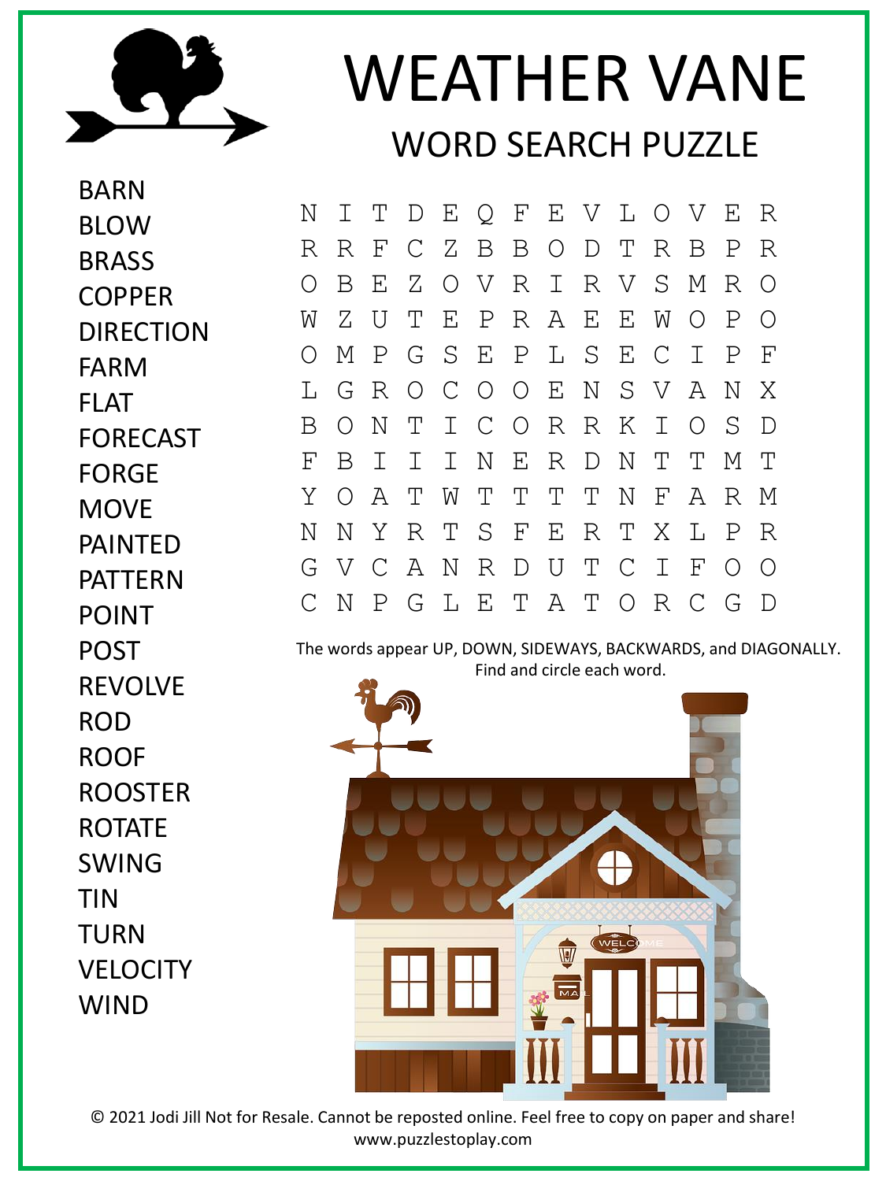# WEATHER VANE

## WORD SEARCH PUZZLE

BARN
BLOW
BRASS
COPPER
DIRECTION
FARM
FLAT
FORECAST
FORGE
MOVE
PAINTED
PATTERN
POINT
POST
REVOLVE
ROD
ROOF
ROOSTER
ROTATE
SWING
TIN
TURN
VELOCITY
WIND

```
N I T D E Q F E V L O V E R
R R F C Z B B O D T R B P R
O B E Z O V R I R V S M R O
W Z U T E P R A E E W O P O
O M P G S E P L S E C I P F
L G R O C O O E N S V A N X
B O N T I C O R R K I O S D
F B I I I N E R D N T T M T
Y O A T W T T T T N F A R M
N N Y R T S F E R T X L P R
G V C A N R D U T C I F O O
C N P G L E T A T O R C G D
```

The words appear UP, DOWN, SIDEWAYS, BACKWARDS, and DIAGONALLY.
Find and circle each word.

© 2021 Jodi Jill Not for Resale. Cannot be reposted online. Feel free to copy on paper and share!
www.puzzlestoplay.com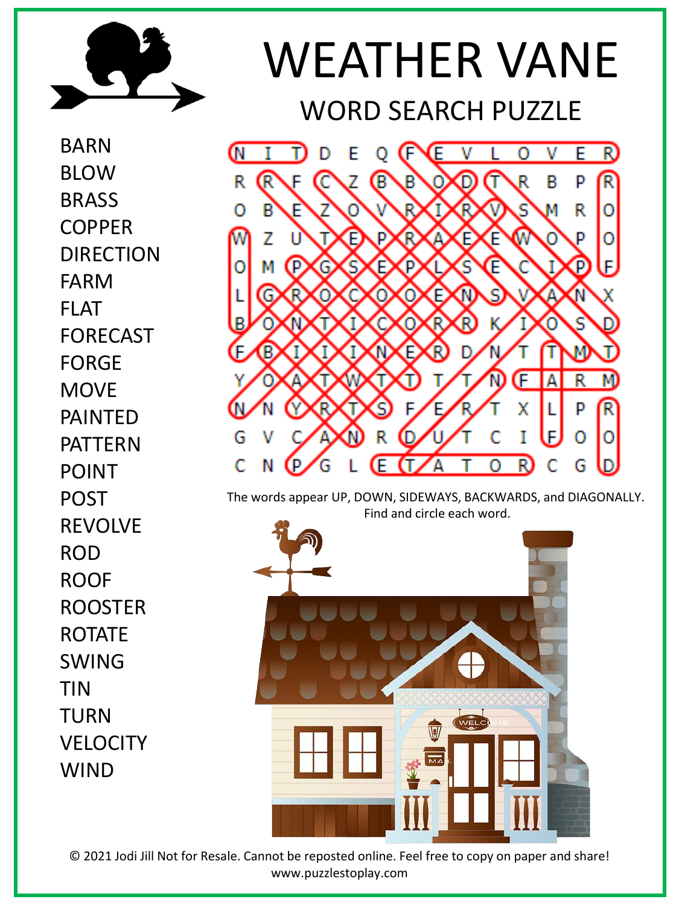# WEATHER VANE

## WORD SEARCH PUZZLE

BARN
BLOW
BRASS
COPPER
DIRECTION
FARM
FLAT
FORECAST
FORGE
MOVE
PAINTED
PATTERN
POINT
POST
REVOLVE
ROD
ROOF
ROOSTER
ROTATE
SWING
TIN
TURN
VELOCITY
WIND

| | | | | | | | | | | | | | |
|---|---|---|---|---|---|---|---|---|---|---|---|---|---|
| N | I | T | D | E | Q | F | E | V | L | O | V | E | R |
| R | R | F | C | Z | B | B | O | D | T | R | B | P | R |
| O | B | E | Z | O | V | R | I | R | V | S | M | R | O |
| W | Z | U | T | E | P | R | A | E | E | W | O | P | O |
| O | M | P | G | S | E | P | L | S | E | C | I | P | F |
| L | G | R | O | C | O | O | E | N | S | V | A | N | X |
| B | O | N | T | I | C | O | R | R | K | I | O | S | D |
| F | B | I | I | I | N | E | R | D | N | T | T | M | T |
| Y | O | A | T | W | T | T | T | T | N | F | A | R | M |
| N | N | Y | R | T | S | F | E | R | T | X | L | P | R |
| G | V | C | A | N | R | D | U | T | C | I | F | O | O |
| C | N | P | G | L | E | T | A | T | O | R | C | G | D |

The words appear UP, DOWN, SIDEWAYS, BACKWARDS, and DIAGONALLY.
Find and circle each word.

© 2021 Jodi Jill Not for Resale. Cannot be reposted online. Feel free to copy on paper and share!
www.puzzlestoplay.com